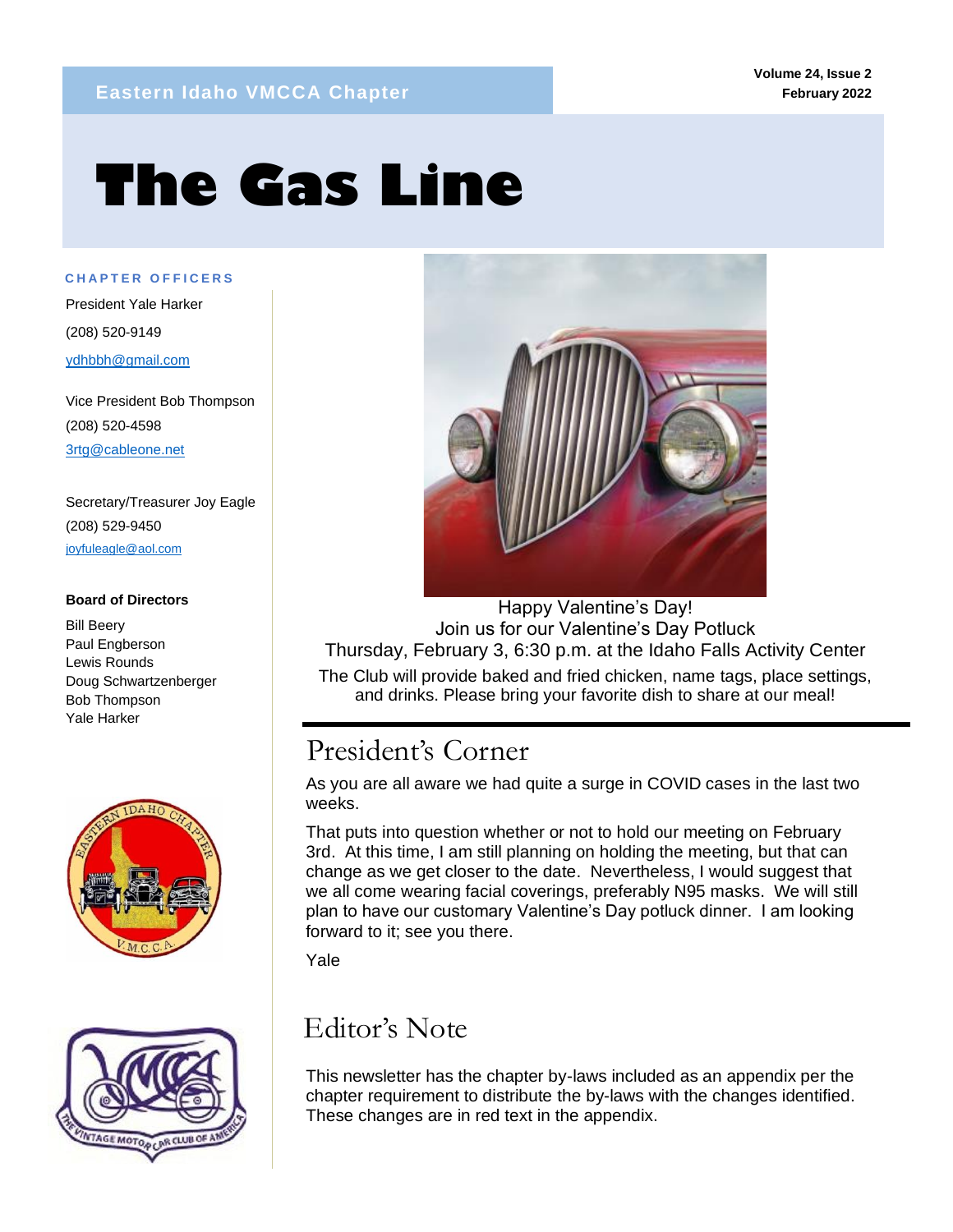Eastern Idaho VMCCA Chapter

# The Gas Line

**CHAPTER OFFICERS**

President Yale Harker

(208) 520-9149

ydhbbh@gmail.com

Vice President Bob Thompson

(208) 520-4598

3rtg@cableone.net

Secretary/Treasurer Joy Eagle

(208) 529-9450

joyfuleagle@aol.com

**Board of Directors**

Bill Beery
Paul Engberson
Lewis Rounds
Doug Schwartzenberger
Bob Thompson
Yale Harker

Happy Valentine's Day!
Join us for our Valentine's Day Potluck
Thursday, February 3, 6:30 p.m. at the Idaho Falls Activity Center

The Club will provide baked and fried chicken, name tags, place settings, and drinks. Please bring your favorite dish to share at our meal!

## President's Corner

As you are all aware we had quite a surge in COVID cases in the last two weeks.

That puts into question whether or not to hold our meeting on February 3rd. At this time, I am still planning on holding the meeting, but that can change as we get closer to the date. Nevertheless, I would suggest that we all come wearing facial coverings, preferably N95 masks. We will still plan to have our customary Valentine's Day potluck dinner. I am looking forward to it; see you there.

Yale

## Editor's Note

This newsletter has the chapter by-laws included as an appendix per the chapter requirement to distribute the by-laws with the changes identified. These changes are in red text in the appendix.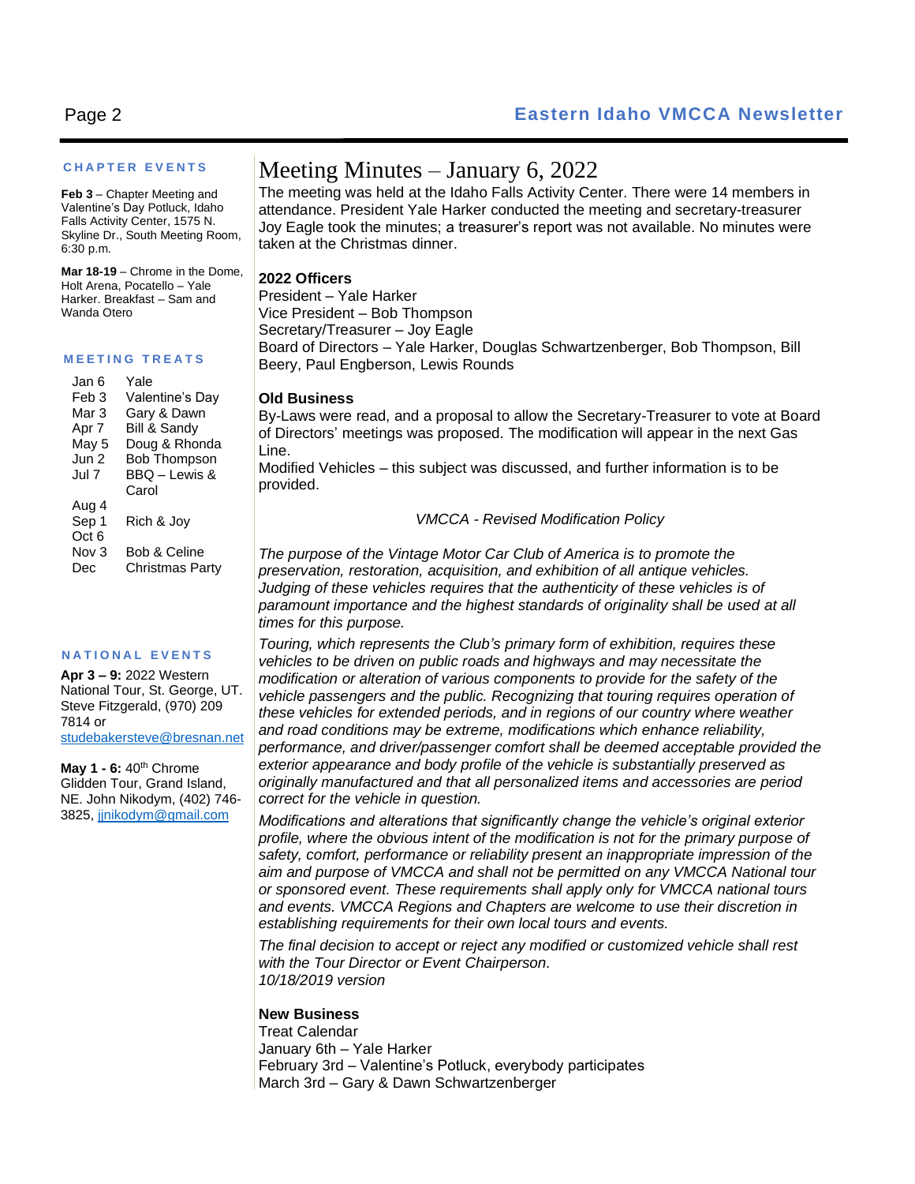## CHAPTER EVENTS

**Feb 3** – Chapter Meeting and Valentine's Day Potluck, Idaho Falls Activity Center, 1575 N. Skyline Dr., South Meeting Room, 6:30 p.m.

**Mar 18-19** – Chrome in the Dome, Holt Arena, Pocatello – Yale Harker. Breakfast – Sam and Wanda Otero

## MEETING TREATS

| | |
|---|---|
| Jan 6 | Yale |
| Feb 3 | Valentine's Day |
| Mar 3 | Gary & Dawn |
| Apr 7 | Bill & Sandy |
| May 5 | Doug & Rhonda |
| Jun 2 | Bob Thompson |
| Jul 7 | BBQ – Lewis & Carol |
| Aug 4 | |
| Sep 1 | Rich & Joy |
| Oct 6 | |
| Nov 3 | Bob & Celine |
| Dec | Christmas Party |

## NATIONAL EVENTS

**Apr 3 – 9:** 2022 Western National Tour, St. George, UT. Steve Fitzgerald, (970) 209 7814 or studebakersteve@bresnan.net

**May 1 - 6:** 40th Chrome Glidden Tour, Grand Island, NE. John Nikodym, (402) 746-3825, jjnikodym@gmail.com

# Meeting Minutes – January 6, 2022

The meeting was held at the Idaho Falls Activity Center. There were 14 members in attendance. President Yale Harker conducted the meeting and secretary-treasurer Joy Eagle took the minutes; a treasurer's report was not available. No minutes were taken at the Christmas dinner.

**2022 Officers**

President – Yale Harker
Vice President – Bob Thompson
Secretary/Treasurer – Joy Eagle
Board of Directors – Yale Harker, Douglas Schwartzenberger, Bob Thompson, Bill Beery, Paul Engberson, Lewis Rounds

**Old Business**

By-Laws were read, and a proposal to allow the Secretary-Treasurer to vote at Board of Directors' meetings was proposed. The modification will appear in the next Gas Line.
Modified Vehicles – this subject was discussed, and further information is to be provided.

*VMCCA - Revised Modification Policy*

*The purpose of the Vintage Motor Car Club of America is to promote the preservation, restoration, acquisition, and exhibition of all antique vehicles. Judging of these vehicles requires that the authenticity of these vehicles is of paramount importance and the highest standards of originality shall be used at all times for this purpose.*

*Touring, which represents the Club's primary form of exhibition, requires these vehicles to be driven on public roads and highways and may necessitate the modification or alteration of various components to provide for the safety of the vehicle passengers and the public. Recognizing that touring requires operation of these vehicles for extended periods, and in regions of our country where weather and road conditions may be extreme, modifications which enhance reliability, performance, and driver/passenger comfort shall be deemed acceptable provided the exterior appearance and body profile of the vehicle is substantially preserved as originally manufactured and that all personalized items and accessories are period correct for the vehicle in question.*

*Modifications and alterations that significantly change the vehicle's original exterior profile, where the obvious intent of the modification is not for the primary purpose of safety, comfort, performance or reliability present an inappropriate impression of the aim and purpose of VMCCA and shall not be permitted on any VMCCA National tour or sponsored event. These requirements shall apply only for VMCCA national tours and events. VMCCA Regions and Chapters are welcome to use their discretion in establishing requirements for their own local tours and events.*

*The final decision to accept or reject any modified or customized vehicle shall rest with the Tour Director or Event Chairperson.*
*10/18/2019 version*

**New Business**

Treat Calendar
January 6th – Yale Harker
February 3rd – Valentine's Potluck, everybody participates
March 3rd – Gary & Dawn Schwartzenberger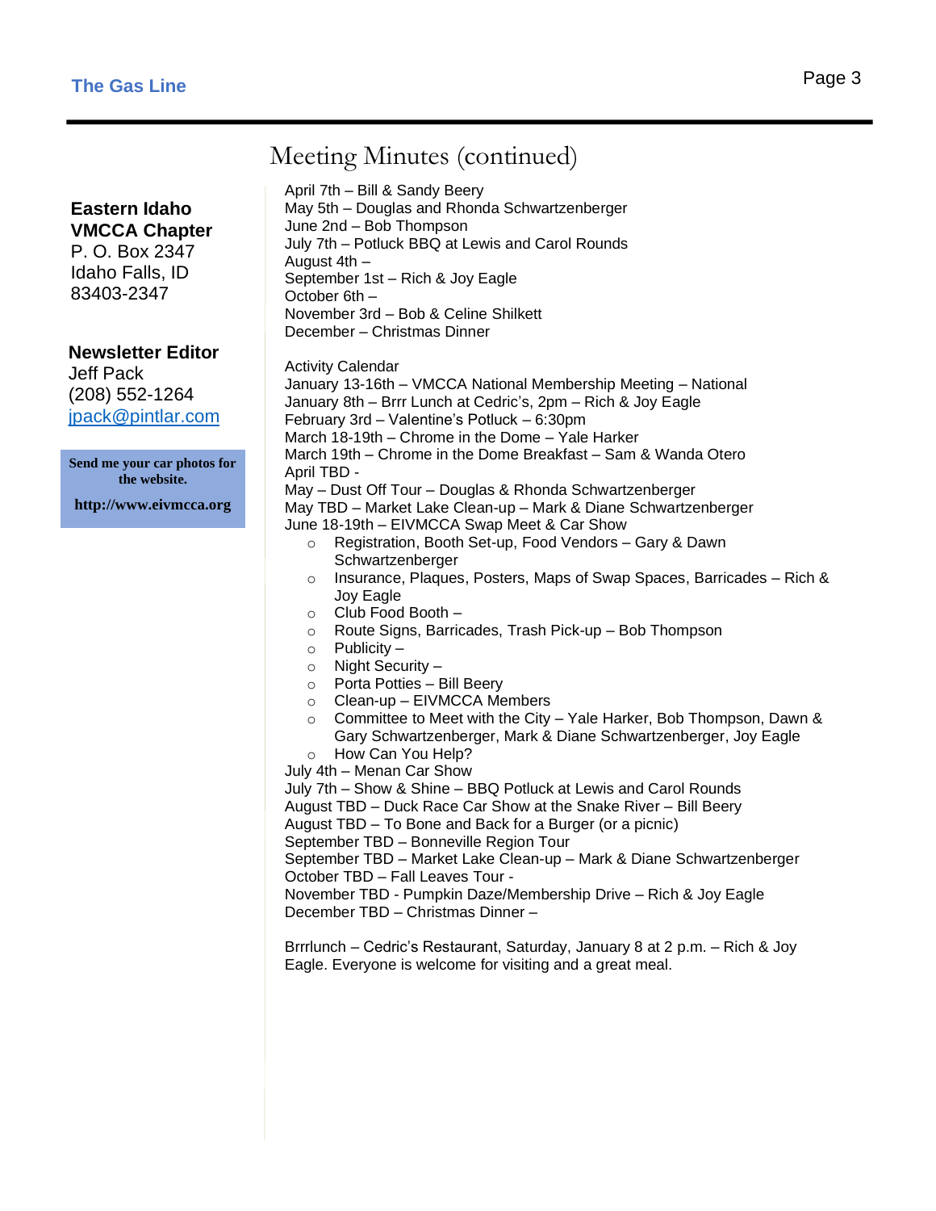**Eastern Idaho VMCCA Chapter**
P. O. Box 2347
Idaho Falls, ID
83403-2347

**Newsletter Editor**
Jeff Pack
(208) 552-1264
jpack@pintlar.com

**Send me your car photos for the website.**

**http://www.eivmcca.org**

# Meeting Minutes (continued)

April 7th – Bill & Sandy Beery
May 5th – Douglas and Rhonda Schwartzenberger
June 2nd – Bob Thompson
July 7th – Potluck BBQ at Lewis and Carol Rounds
August 4th –
September 1st – Rich & Joy Eagle
October 6th –
November 3rd – Bob & Celine Shilkett
December – Christmas Dinner

Activity Calendar
January 13-16th – VMCCA National Membership Meeting – National
January 8th – Brrr Lunch at Cedric's, 2pm – Rich & Joy Eagle
February 3rd – Valentine's Potluck – 6:30pm
March 18-19th – Chrome in the Dome – Yale Harker
March 19th – Chrome in the Dome Breakfast – Sam & Wanda Otero
April TBD -
May – Dust Off Tour – Douglas & Rhonda Schwartzenberger
May TBD – Market Lake Clean-up – Mark & Diane Schwartzenberger
June 18-19th – EIVMCCA Swap Meet & Car Show

- Registration, Booth Set-up, Food Vendors – Gary & Dawn Schwartzenberger
- Insurance, Plaques, Posters, Maps of Swap Spaces, Barricades – Rich & Joy Eagle
- Club Food Booth –
- Route Signs, Barricades, Trash Pick-up – Bob Thompson
- Publicity –
- Night Security –
- Porta Potties – Bill Beery
- Clean-up – EIVMCCA Members
- Committee to Meet with the City – Yale Harker, Bob Thompson, Dawn & Gary Schwartzenberger, Mark & Diane Schwartzenberger, Joy Eagle
- How Can You Help?

July 4th – Menan Car Show
July 7th – Show & Shine – BBQ Potluck at Lewis and Carol Rounds
August TBD – Duck Race Car Show at the Snake River – Bill Beery
August TBD – To Bone and Back for a Burger (or a picnic)
September TBD – Bonneville Region Tour
September TBD – Market Lake Clean-up – Mark & Diane Schwartzenberger
October TBD – Fall Leaves Tour -
November TBD - Pumpkin Daze/Membership Drive – Rich & Joy Eagle
December TBD – Christmas Dinner –

Brrrlunch – Cedric's Restaurant, Saturday, January 8 at 2 p.m. – Rich & Joy Eagle. Everyone is welcome for visiting and a great meal.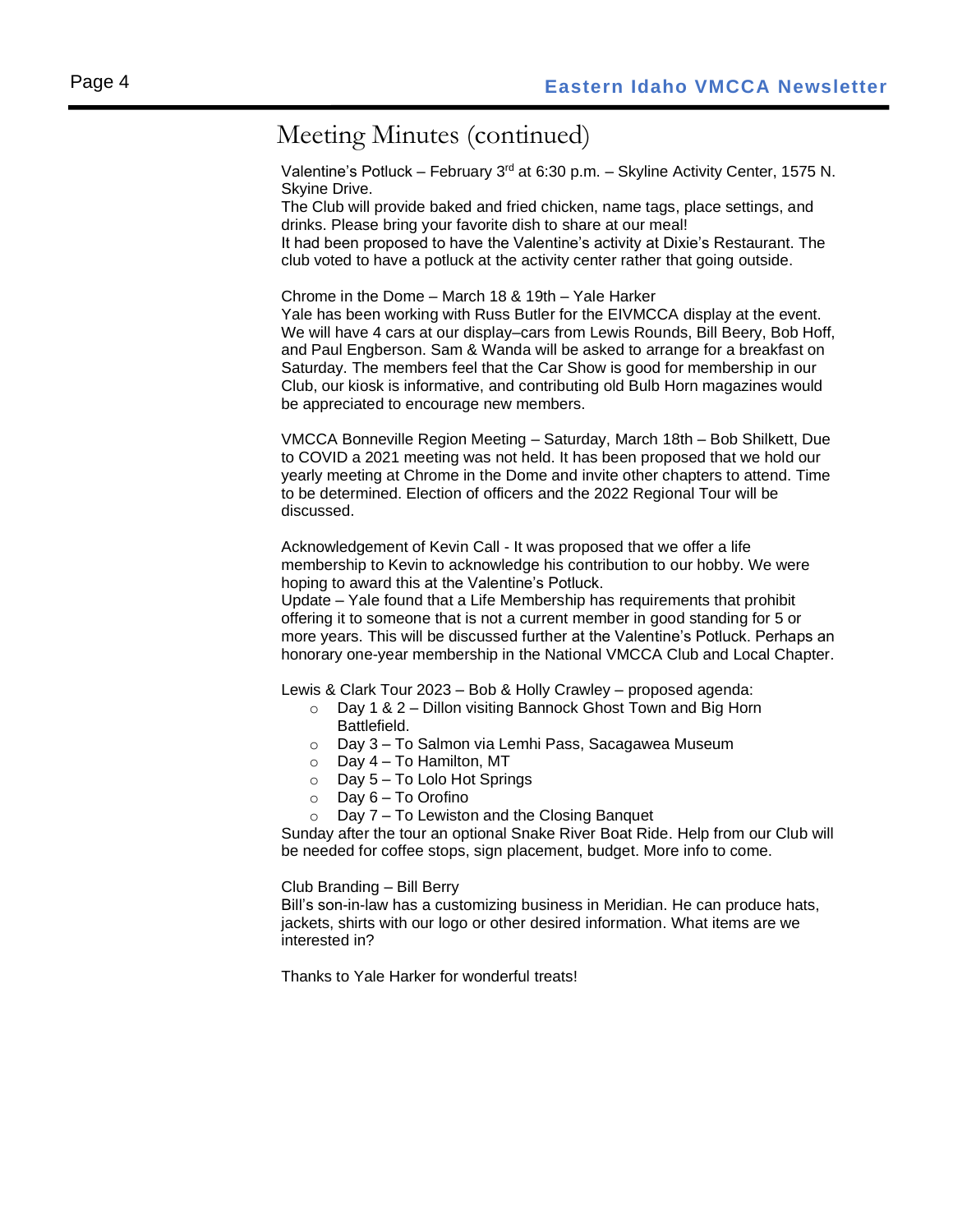# Meeting Minutes (continued)

Valentine's Potluck – February 3rd at 6:30 p.m. – Skyline Activity Center, 1575 N. Skyine Drive.
The Club will provide baked and fried chicken, name tags, place settings, and drinks. Please bring your favorite dish to share at our meal!
It had been proposed to have the Valentine's activity at Dixie's Restaurant. The club voted to have a potluck at the activity center rather that going outside.

Chrome in the Dome – March 18 & 19th – Yale Harker
Yale has been working with Russ Butler for the EIVMCCA display at the event. We will have 4 cars at our display–cars from Lewis Rounds, Bill Beery, Bob Hoff, and Paul Engberson. Sam & Wanda will be asked to arrange for a breakfast on Saturday. The members feel that the Car Show is good for membership in our Club, our kiosk is informative, and contributing old Bulb Horn magazines would be appreciated to encourage new members.

VMCCA Bonneville Region Meeting – Saturday, March 18th – Bob Shilkett, Due to COVID a 2021 meeting was not held. It has been proposed that we hold our yearly meeting at Chrome in the Dome and invite other chapters to attend. Time to be determined. Election of officers and the 2022 Regional Tour will be discussed.

Acknowledgement of Kevin Call - It was proposed that we offer a life membership to Kevin to acknowledge his contribution to our hobby. We were hoping to award this at the Valentine's Potluck.
Update – Yale found that a Life Membership has requirements that prohibit offering it to someone that is not a current member in good standing for 5 or more years. This will be discussed further at the Valentine's Potluck. Perhaps an honorary one-year membership in the National VMCCA Club and Local Chapter.

Lewis & Clark Tour 2023 – Bob & Holly Crawley – proposed agenda:

- Day 1 & 2 – Dillon visiting Bannock Ghost Town and Big Horn Battlefield.
- Day 3 – To Salmon via Lemhi Pass, Sacagawea Museum
- Day 4 – To Hamilton, MT
- Day 5 – To Lolo Hot Springs
- Day 6 – To Orofino
- Day 7 – To Lewiston and the Closing Banquet

Sunday after the tour an optional Snake River Boat Ride. Help from our Club will be needed for coffee stops, sign placement, budget. More info to come.

Club Branding – Bill Berry
Bill's son-in-law has a customizing business in Meridian. He can produce hats, jackets, shirts with our logo or other desired information. What items are we interested in?

Thanks to Yale Harker for wonderful treats!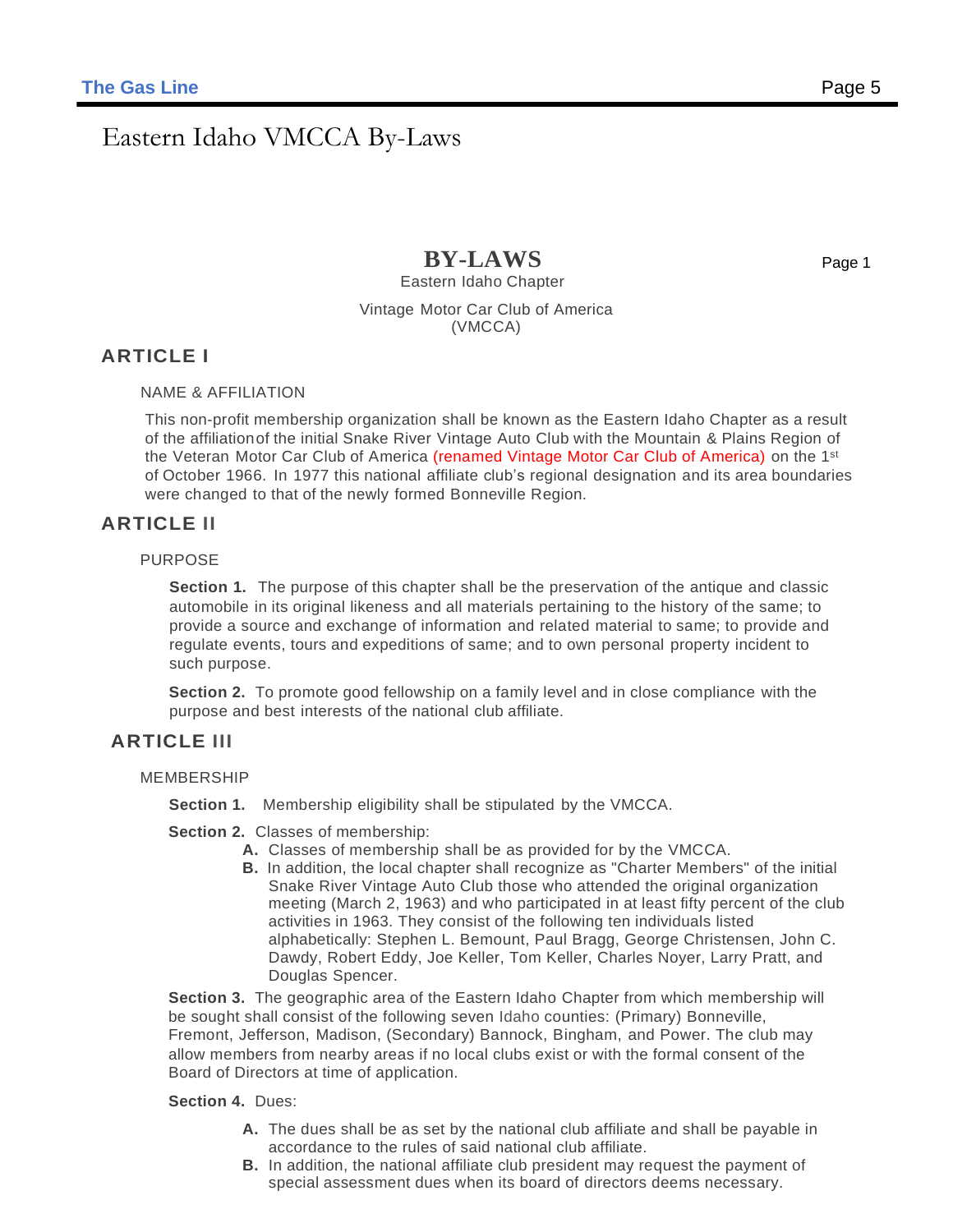# Eastern Idaho VMCCA By-Laws

## BY-LAWS

Eastern Idaho Chapter

Vintage Motor Car Club of America
(VMCCA)

## ARTICLE I

NAME & AFFILIATION

This non-profit membership organization shall be known as the Eastern Idaho Chapter as a result of the affiliation of the initial Snake River Vintage Auto Club with the Mountain & Plains Region of the Veteran Motor Car Club of America (renamed Vintage Motor Car Club of America) on the 1st of October 1966. In 1977 this national affiliate club's regional designation and its area boundaries were changed to that of the newly formed Bonneville Region.

## ARTICLE II

PURPOSE

**Section 1.** The purpose of this chapter shall be the preservation of the antique and classic automobile in its original likeness and all materials pertaining to the history of the same; to provide a source and exchange of information and related material to same; to provide and regulate events, tours and expeditions of same; and to own personal property incident to such purpose.

**Section 2.** To promote good fellowship on a family level and in close compliance with the purpose and best interests of the national club affiliate.

## ARTICLE III

MEMBERSHIP

**Section 1.** Membership eligibility shall be stipulated by the VMCCA.

**Section 2.** Classes of membership:

- **A.** Classes of membership shall be as provided for by the VMCCA.
- **B.** In addition, the local chapter shall recognize as "Charter Members" of the initial Snake River Vintage Auto Club those who attended the original organization meeting (March 2, 1963) and who participated in at least fifty percent of the club activities in 1963. They consist of the following ten individuals listed alphabetically: Stephen L. Bemount, Paul Bragg, George Christensen, John C. Dawdy, Robert Eddy, Joe Keller, Tom Keller, Charles Noyer, Larry Pratt, and Douglas Spencer.

**Section 3.** The geographic area of the Eastern Idaho Chapter from which membership will be sought shall consist of the following seven Idaho counties: (Primary) Bonneville, Fremont, Jefferson, Madison, (Secondary) Bannock, Bingham, and Power. The club may allow members from nearby areas if no local clubs exist or with the formal consent of the Board of Directors at time of application.

**Section 4.** Dues:

- **A.** The dues shall be as set by the national club affiliate and shall be payable in accordance to the rules of said national club affiliate.
- **B.** In addition, the national affiliate club president may request the payment of special assessment dues when its board of directors deems necessary.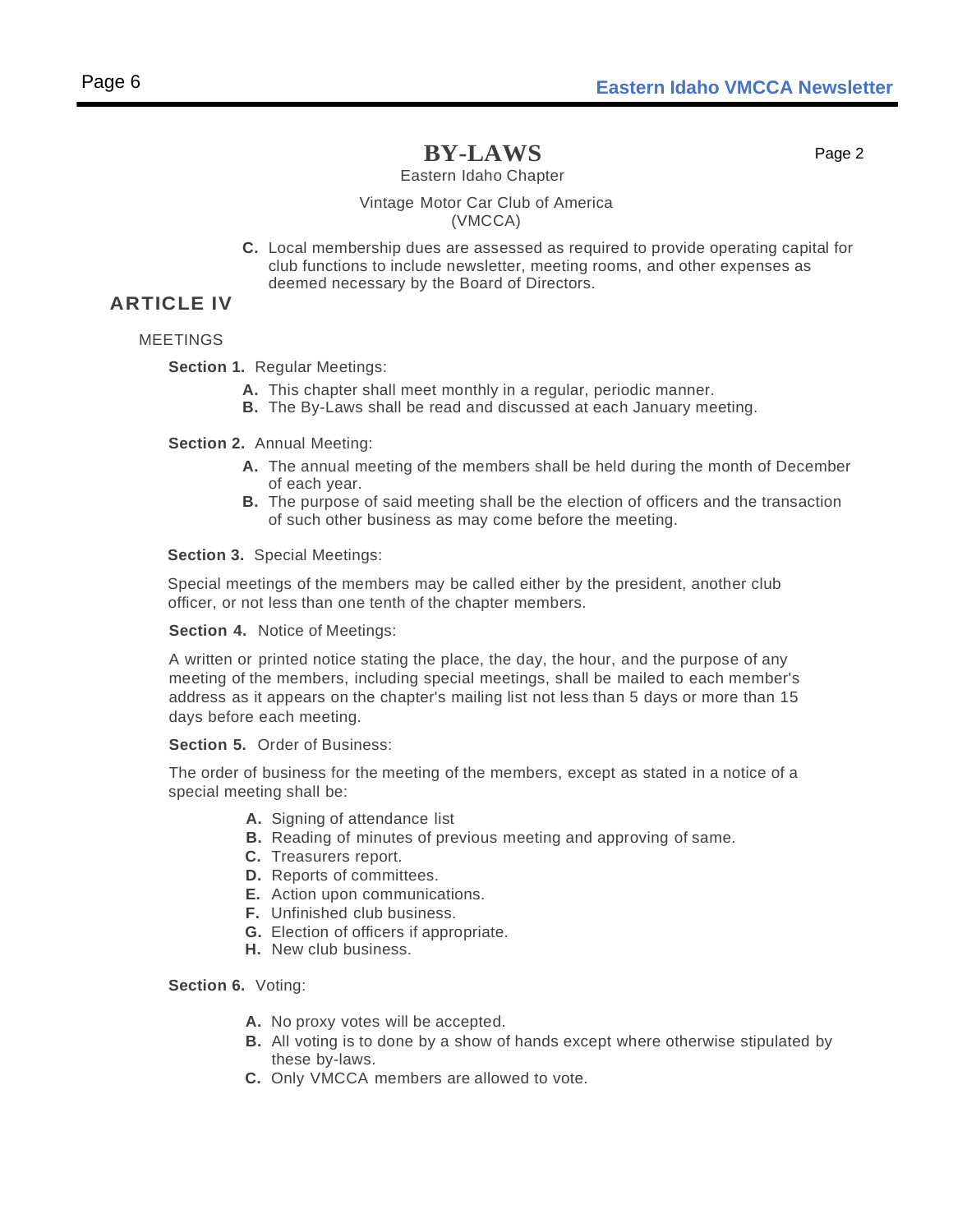# BY-LAWS

Eastern Idaho Chapter

Vintage Motor Car Club of America
(VMCCA)

**C.** Local membership dues are assessed as required to provide operating capital for club functions to include newsletter, meeting rooms, and other expenses as deemed necessary by the Board of Directors.

## ARTICLE IV

MEETINGS

**Section 1.** Regular Meetings:

- **A.** This chapter shall meet monthly in a regular, periodic manner.
- **B.** The By-Laws shall be read and discussed at each January meeting.

**Section 2.** Annual Meeting:

- **A.** The annual meeting of the members shall be held during the month of December of each year.
- **B.** The purpose of said meeting shall be the election of officers and the transaction of such other business as may come before the meeting.

**Section 3.** Special Meetings:

Special meetings of the members may be called either by the president, another club officer, or not less than one tenth of the chapter members.

**Section 4.** Notice of Meetings:

A written or printed notice stating the place, the day, the hour, and the purpose of any meeting of the members, including special meetings, shall be mailed to each member's address as it appears on the chapter's mailing list not less than 5 days or more than 15 days before each meeting.

**Section 5.** Order of Business:

The order of business for the meeting of the members, except as stated in a notice of a special meeting shall be:

- **A.** Signing of attendance list
- **B.** Reading of minutes of previous meeting and approving of same.
- **C.** Treasurers report.
- **D.** Reports of committees.
- **E.** Action upon communications.
- **F.** Unfinished club business.
- **G.** Election of officers if appropriate.
- **H.** New club business.

**Section 6.** Voting:

- **A.** No proxy votes will be accepted.
- **B.** All voting is to done by a show of hands except where otherwise stipulated by these by-laws.
- **C.** Only VMCCA members are allowed to vote.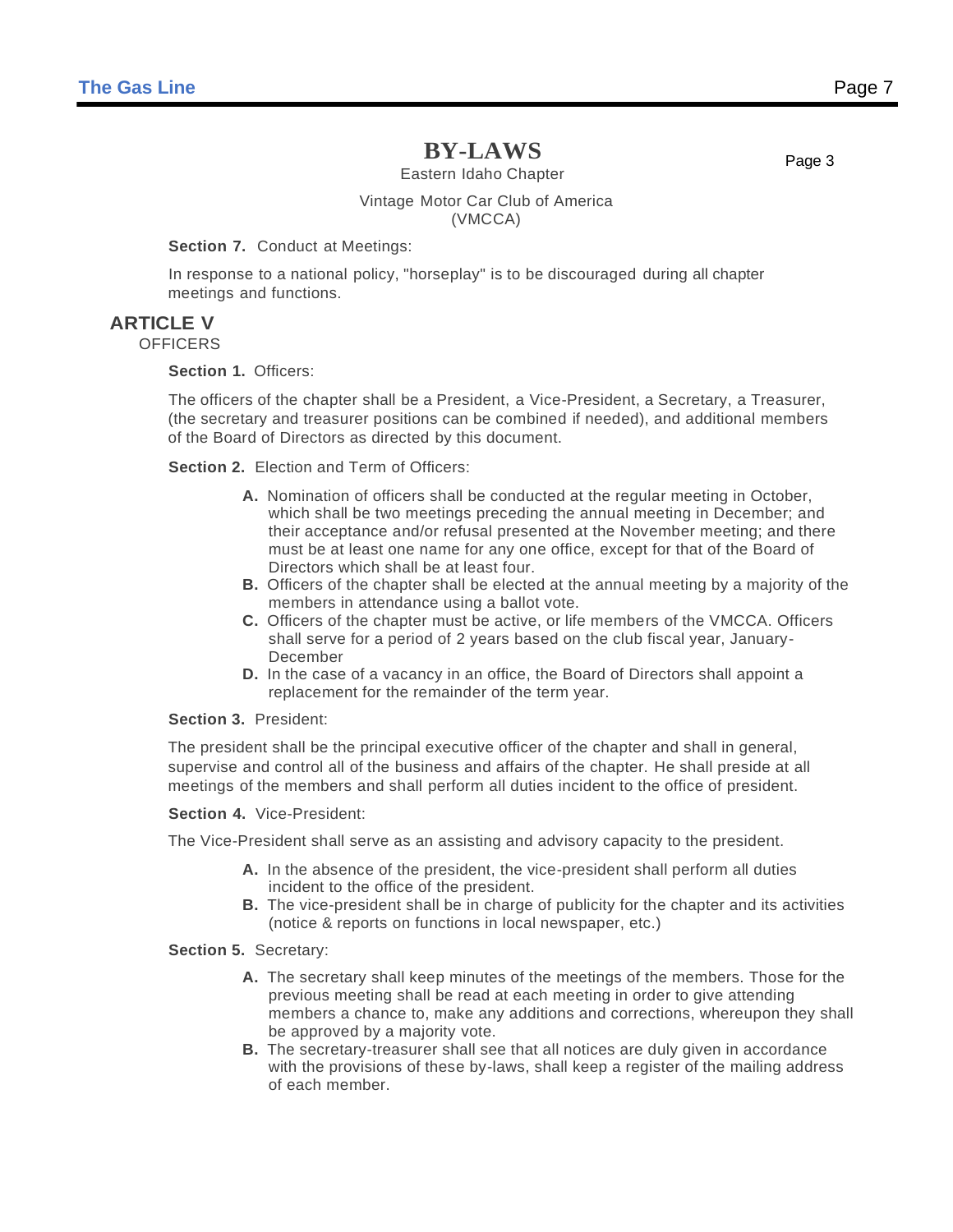# BY-LAWS

Eastern Idaho Chapter

Vintage Motor Car Club of America
(VMCCA)

**Section 7.** Conduct at Meetings:

In response to a national policy, "horseplay" is to be discouraged during all chapter meetings and functions.

## ARTICLE V

OFFICERS

**Section 1.** Officers:

The officers of the chapter shall be a President, a Vice-President, a Secretary, a Treasurer, (the secretary and treasurer positions can be combined if needed), and additional members of the Board of Directors as directed by this document.

**Section 2.** Election and Term of Officers:

- **A.** Nomination of officers shall be conducted at the regular meeting in October, which shall be two meetings preceding the annual meeting in December; and their acceptance and/or refusal presented at the November meeting; and there must be at least one name for any one office, except for that of the Board of Directors which shall be at least four.
- **B.** Officers of the chapter shall be elected at the annual meeting by a majority of the members in attendance using a ballot vote.
- **C.** Officers of the chapter must be active, or life members of the VMCCA. Officers shall serve for a period of 2 years based on the club fiscal year, January-December
- **D.** In the case of a vacancy in an office, the Board of Directors shall appoint a replacement for the remainder of the term year.

**Section 3.** President:

The president shall be the principal executive officer of the chapter and shall in general, supervise and control all of the business and affairs of the chapter. He shall preside at all meetings of the members and shall perform all duties incident to the office of president.

**Section 4.** Vice-President:

The Vice-President shall serve as an assisting and advisory capacity to the president.

- **A.** In the absence of the president, the vice-president shall perform all duties incident to the office of the president.
- **B.** The vice-president shall be in charge of publicity for the chapter and its activities (notice & reports on functions in local newspaper, etc.)

**Section 5.** Secretary:

- **A.** The secretary shall keep minutes of the meetings of the members. Those for the previous meeting shall be read at each meeting in order to give attending members a chance to, make any additions and corrections, whereupon they shall be approved by a majority vote.
- **B.** The secretary-treasurer shall see that all notices are duly given in accordance with the provisions of these by-laws, shall keep a register of the mailing address of each member.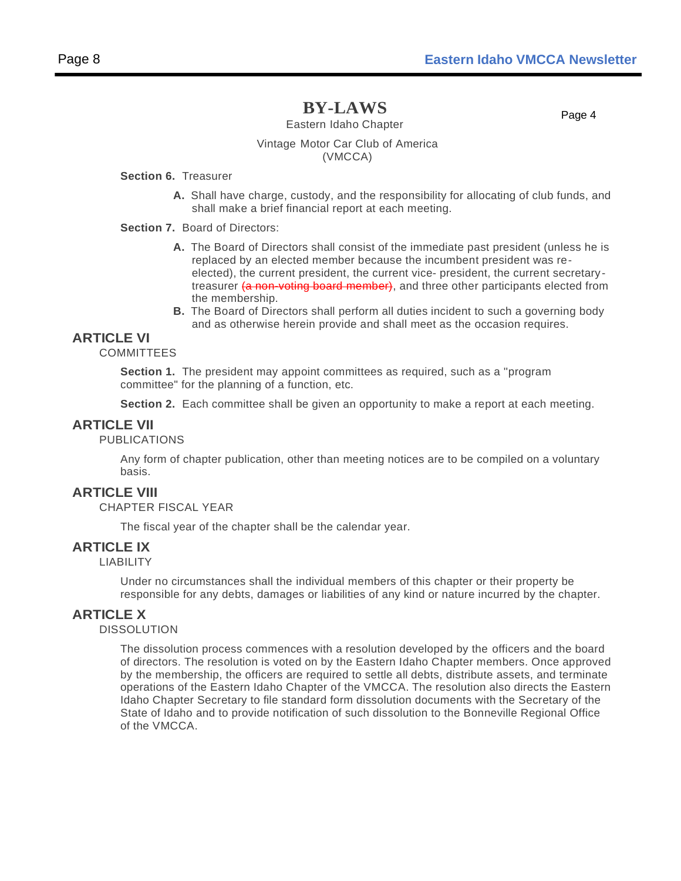# BY-LAWS

Eastern Idaho Chapter

Vintage Motor Car Club of America
(VMCCA)

**Section 6.** Treasurer

- **A.** Shall have charge, custody, and the responsibility for allocating of club funds, and shall make a brief financial report at each meeting.

**Section 7.** Board of Directors:

- **A.** The Board of Directors shall consist of the immediate past president (unless he is replaced by an elected member because the incumbent president was re-elected), the current president, the current vice- president, the current secretary-treasurer ~~(a non-voting board member)~~, and three other participants elected from the membership.
- **B.** The Board of Directors shall perform all duties incident to such a governing body and as otherwise herein provide and shall meet as the occasion requires.

## ARTICLE VI

COMMITTEES

**Section 1.** The president may appoint committees as required, such as a "program committee" for the planning of a function, etc.

**Section 2.** Each committee shall be given an opportunity to make a report at each meeting.

## ARTICLE VII

PUBLICATIONS

Any form of chapter publication, other than meeting notices are to be compiled on a voluntary basis.

## ARTICLE VIII

CHAPTER FISCAL YEAR

The fiscal year of the chapter shall be the calendar year.

## ARTICLE IX

LIABILITY

Under no circumstances shall the individual members of this chapter or their property be responsible for any debts, damages or liabilities of any kind or nature incurred by the chapter.

## ARTICLE X

DISSOLUTION

The dissolution process commences with a resolution developed by the officers and the board of directors. The resolution is voted on by the Eastern Idaho Chapter members. Once approved by the membership, the officers are required to settle all debts, distribute assets, and terminate operations of the Eastern Idaho Chapter of the VMCCA. The resolution also directs the Eastern Idaho Chapter Secretary to file standard form dissolution documents with the Secretary of the State of Idaho and to provide notification of such dissolution to the Bonneville Regional Office of the VMCCA.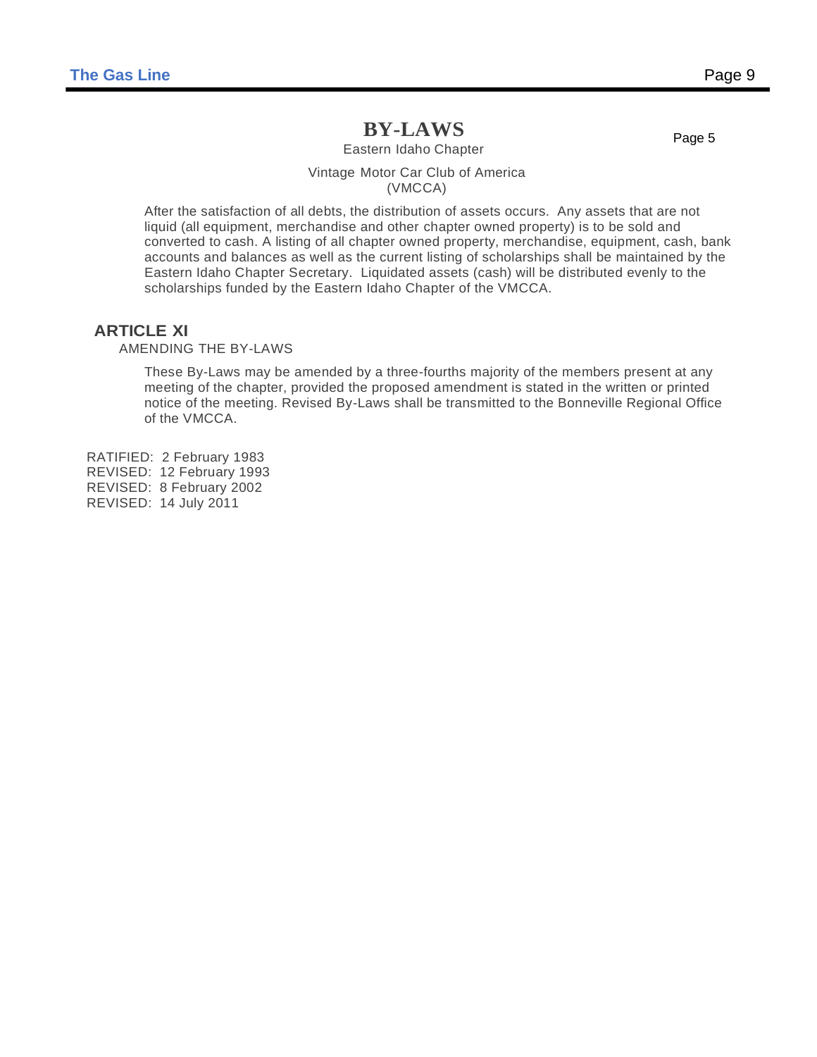# BY-LAWS

Eastern Idaho Chapter

Vintage Motor Car Club of America
(VMCCA)

After the satisfaction of all debts, the distribution of assets occurs. Any assets that are not liquid (all equipment, merchandise and other chapter owned property) is to be sold and converted to cash. A listing of all chapter owned property, merchandise, equipment, cash, bank accounts and balances as well as the current listing of scholarships shall be maintained by the Eastern Idaho Chapter Secretary. Liquidated assets (cash) will be distributed evenly to the scholarships funded by the Eastern Idaho Chapter of the VMCCA.

## ARTICLE XI

AMENDING THE BY-LAWS

These By-Laws may be amended by a three-fourths majority of the members present at any meeting of the chapter, provided the proposed amendment is stated in the written or printed notice of the meeting. Revised By-Laws shall be transmitted to the Bonneville Regional Office of the VMCCA.

RATIFIED: 2 February 1983
REVISED: 12 February 1993
REVISED: 8 February 2002
REVISED: 14 July 2011